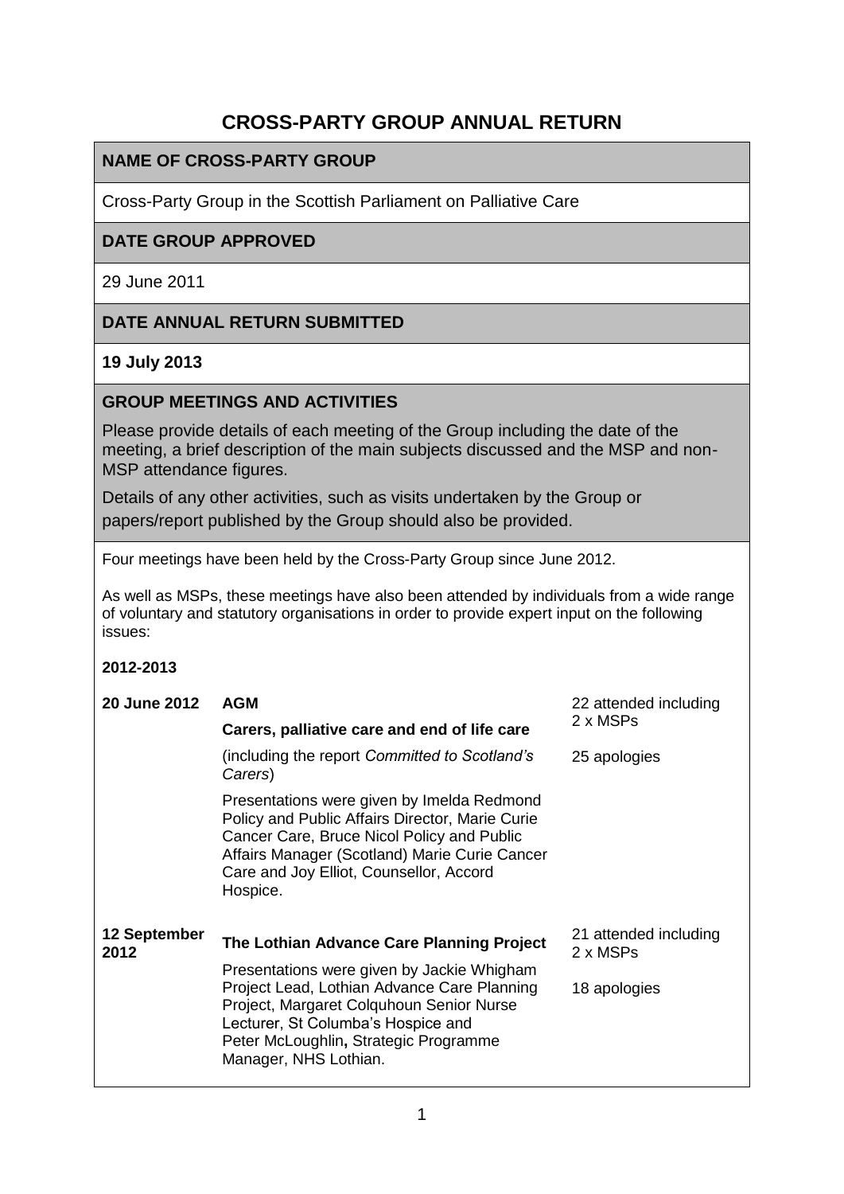# CROSS-PARTY GROUP ANNUAL RETURN

## NAME OF CROSS-PARTY GROUP

Cross-Party Group in the Scottish Parliament on Palliative Care

## DATE GROUP APPROVED

29 June 2011

## DATE ANNUAL RETURN SUBMITTED

**19 July 2013**

## GROUP MEETINGS AND ACTIVITIES

Please provide details of each meeting of the Group including the date of the meeting, a brief description of the main subjects discussed and the MSP and non-MSP attendance figures.

Details of any other activities, such as visits undertaken by the Group or papers/report published by the Group should also be provided.

Four meetings have been held by the Cross-Party Group since June 2012.

As well as MSPs, these meetings have also been attended by individuals from a wide range of voluntary and statutory organisations in order to provide expert input on the following issues:

**2012-2013**

| Date | Subject | Attendance |
|---|---|---|
| **20 June 2012** | **AGM**<br>**Carers, palliative care and end of life care**<br>(including the report *Committed to Scotland's Carers*)<br>Presentations were given by Imelda Redmond Policy and Public Affairs Director, Marie Curie Cancer Care, Bruce Nicol Policy and Public Affairs Manager (Scotland) Marie Curie Cancer Care and Joy Elliot, Counsellor, Accord Hospice. | 22 attended including 2 x MSPs<br>25 apologies |
| **12 September 2012** | **The Lothian Advance Care Planning Project**<br>Presentations were given by Jackie Whigham Project Lead, Lothian Advance Care Planning Project, Margaret Colquhoun Senior Nurse Lecturer, St Columba's Hospice and Peter McLoughlin**,** Strategic Programme Manager, NHS Lothian. | 21 attended including 2 x MSPs<br>18 apologies |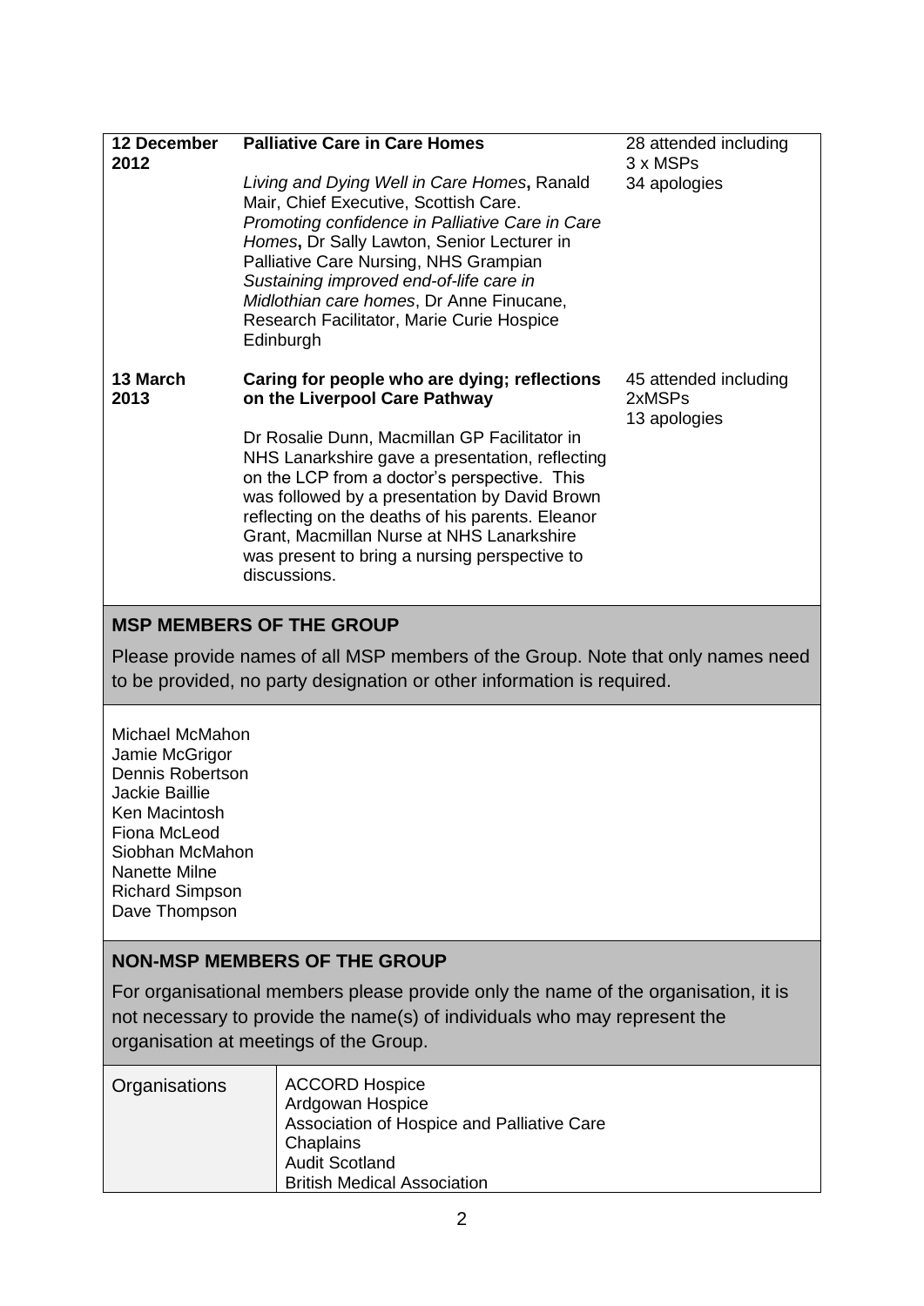| | | |
|---|---|---|
| **12 December 2012** | **Palliative Care in Care Homes**<br><br>*Living and Dying Well in Care Homes*, Ranald Mair, Chief Executive, Scottish Care.<br>*Promoting confidence in Palliative Care in Care Homes*, Dr Sally Lawton, Senior Lecturer in Palliative Care Nursing, NHS Grampian<br>*Sustaining improved end-of-life care in Midlothian care homes*, Dr Anne Finucane, Research Facilitator, Marie Curie Hospice Edinburgh | 28 attended including 3 x MSPs<br>34 apologies |
| **13 March 2013** | **Caring for people who are dying; reflections on the Liverpool Care Pathway**<br><br>Dr Rosalie Dunn, Macmillan GP Facilitator in NHS Lanarkshire gave a presentation, reflecting on the LCP from a doctor's perspective. This was followed by a presentation by David Brown reflecting on the deaths of his parents. Eleanor Grant, Macmillan Nurse at NHS Lanarkshire was present to bring a nursing perspective to discussions. | 45 attended including 2xMSPs<br>13 apologies |

## MSP MEMBERS OF THE GROUP

Please provide names of all MSP members of the Group. Note that only names need to be provided, no party designation or other information is required.

Michael McMahon
Jamie McGrigor
Dennis Robertson
Jackie Baillie
Ken Macintosh
Fiona McLeod
Siobhan McMahon
Nanette Milne
Richard Simpson
Dave Thompson

## NON-MSP MEMBERS OF THE GROUP

For organisational members please provide only the name of the organisation, it is not necessary to provide the name(s) of individuals who may represent the organisation at meetings of the Group.

| | |
|---|---|
| Organisations | ACCORD Hospice<br>Ardgowan Hospice<br>Association of Hospice and Palliative Care Chaplains<br>Audit Scotland<br>British Medical Association |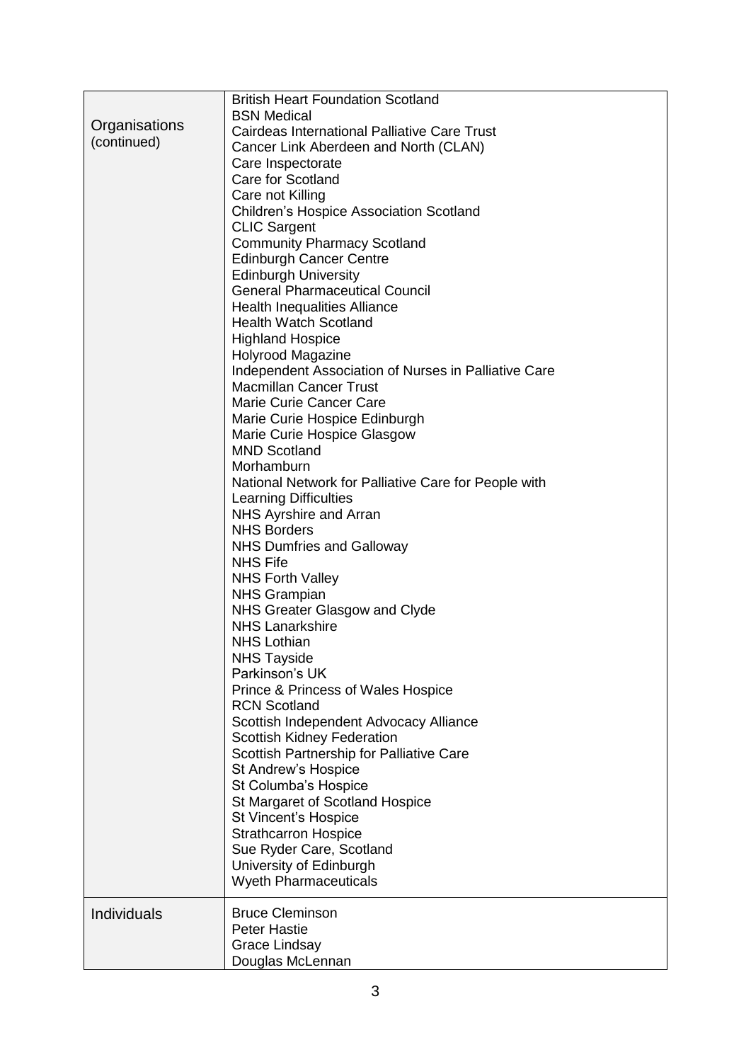| | |
|---|---|
| Organisations (continued) | British Heart Foundation Scotland<br>BSN Medical<br>Cairdeas International Palliative Care Trust<br>Cancer Link Aberdeen and North (CLAN)<br>Care Inspectorate<br>Care for Scotland<br>Care not Killing<br>Children's Hospice Association Scotland<br>CLIC Sargent<br>Community Pharmacy Scotland<br>Edinburgh Cancer Centre<br>Edinburgh University<br>General Pharmaceutical Council<br>Health Inequalities Alliance<br>Health Watch Scotland<br>Highland Hospice<br>Holyrood Magazine<br>Independent Association of Nurses in Palliative Care<br>Macmillan Cancer Trust<br>Marie Curie Cancer Care<br>Marie Curie Hospice Edinburgh<br>Marie Curie Hospice Glasgow<br>MND Scotland<br>Morhamburn<br>National Network for Palliative Care for People with Learning Difficulties<br>NHS Ayrshire and Arran<br>NHS Borders<br>NHS Dumfries and Galloway<br>NHS Fife<br>NHS Forth Valley<br>NHS Grampian<br>NHS Greater Glasgow and Clyde<br>NHS Lanarkshire<br>NHS Lothian<br>NHS Tayside<br>Parkinson's UK<br>Prince & Princess of Wales Hospice<br>RCN Scotland<br>Scottish Independent Advocacy Alliance<br>Scottish Kidney Federation<br>Scottish Partnership for Palliative Care<br>St Andrew's Hospice<br>St Columba's Hospice<br>St Margaret of Scotland Hospice<br>St Vincent's Hospice<br>Strathcarron Hospice<br>Sue Ryder Care, Scotland<br>University of Edinburgh<br>Wyeth Pharmaceuticals |
| Individuals | Bruce Cleminson<br>Peter Hastie<br>Grace Lindsay<br>Douglas McLennan |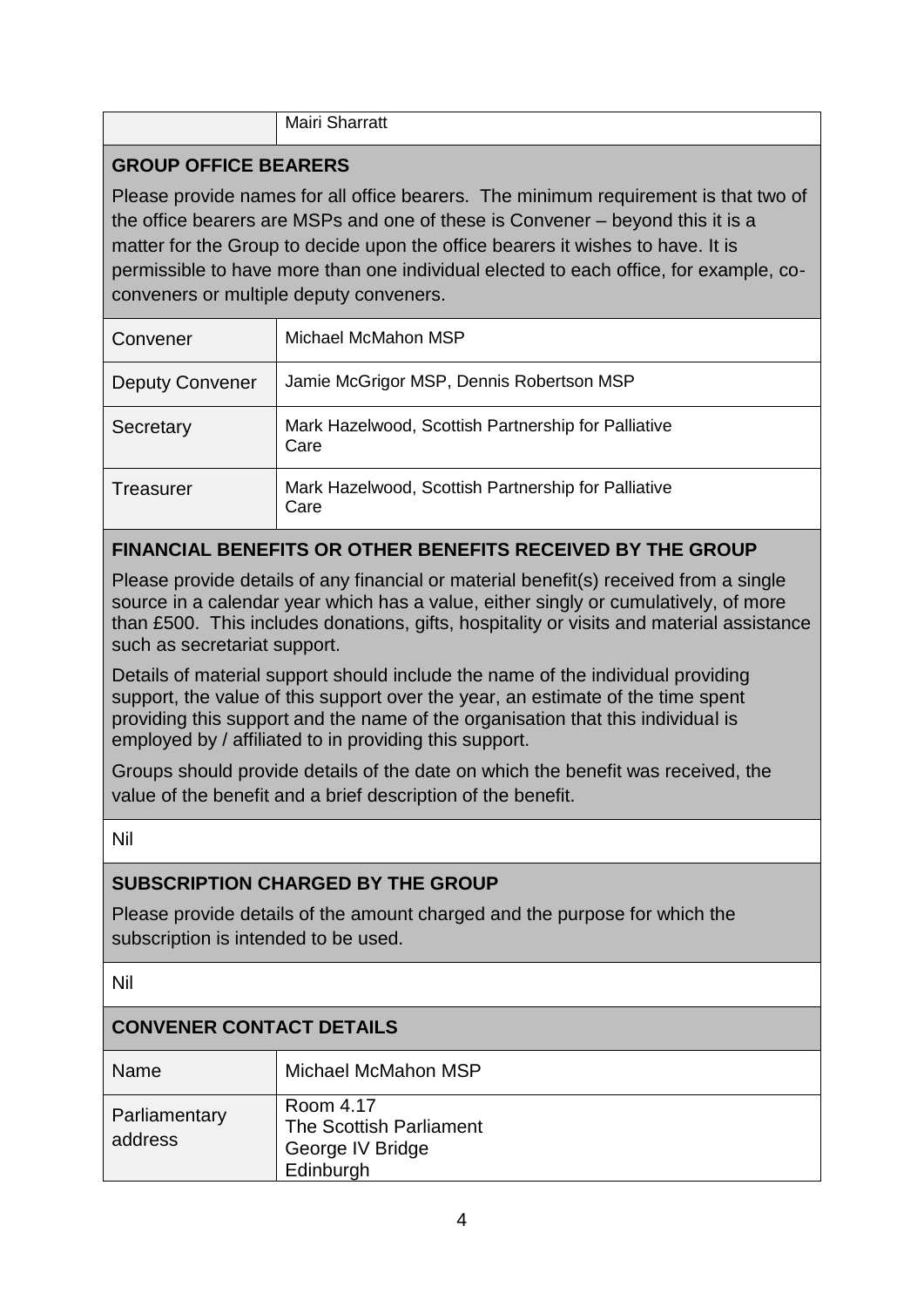| | Mairi Sharratt |
|---|---|

## GROUP OFFICE BEARERS

Please provide names for all office bearers. The minimum requirement is that two of the office bearers are MSPs and one of these is Convener – beyond this it is a matter for the Group to decide upon the office bearers it wishes to have. It is permissible to have more than one individual elected to each office, for example, co-conveners or multiple deputy conveners.

| | |
|---|---|
| Convener | Michael McMahon MSP |
| Deputy Convener | Jamie McGrigor MSP, Dennis Robertson MSP |
| Secretary | Mark Hazelwood, Scottish Partnership for Palliative Care |
| Treasurer | Mark Hazelwood, Scottish Partnership for Palliative Care |

## FINANCIAL BENEFITS OR OTHER BENEFITS RECEIVED BY THE GROUP

Please provide details of any financial or material benefit(s) received from a single source in a calendar year which has a value, either singly or cumulatively, of more than £500. This includes donations, gifts, hospitality or visits and material assistance such as secretariat support.

Details of material support should include the name of the individual providing support, the value of this support over the year, an estimate of the time spent providing this support and the name of the organisation that this individual is employed by / affiliated to in providing this support.

Groups should provide details of the date on which the benefit was received, the value of the benefit and a brief description of the benefit.

Nil

## SUBSCRIPTION CHARGED BY THE GROUP

Please provide details of the amount charged and the purpose for which the subscription is intended to be used.

Nil

## CONVENER CONTACT DETAILS

| | |
|---|---|
| Name | Michael McMahon MSP |
| Parliamentary address | Room 4.17<br>The Scottish Parliament<br>George IV Bridge<br>Edinburgh |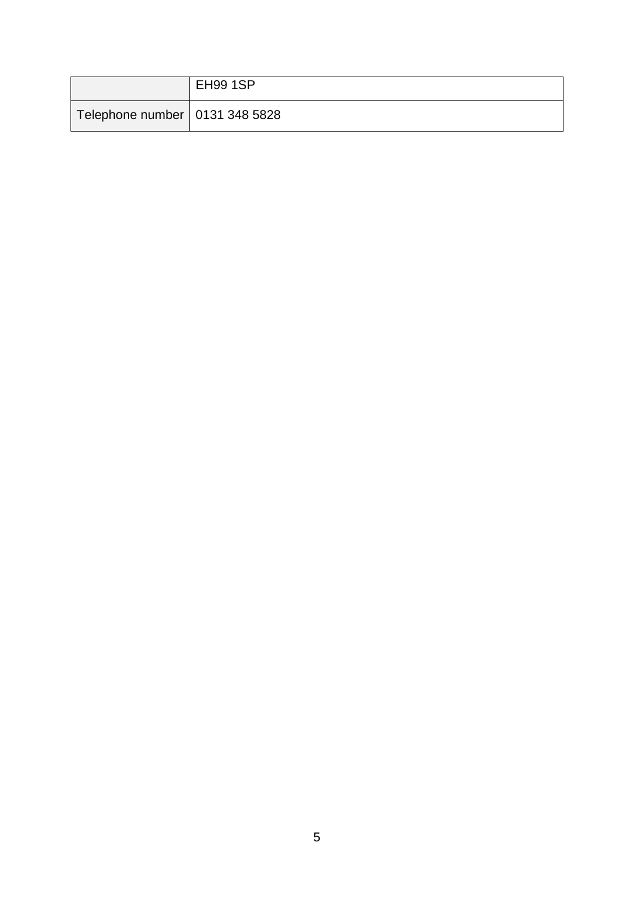| | |
|---|---|
| | EH99 1SP |
| Telephone number | 0131 348 5828 |